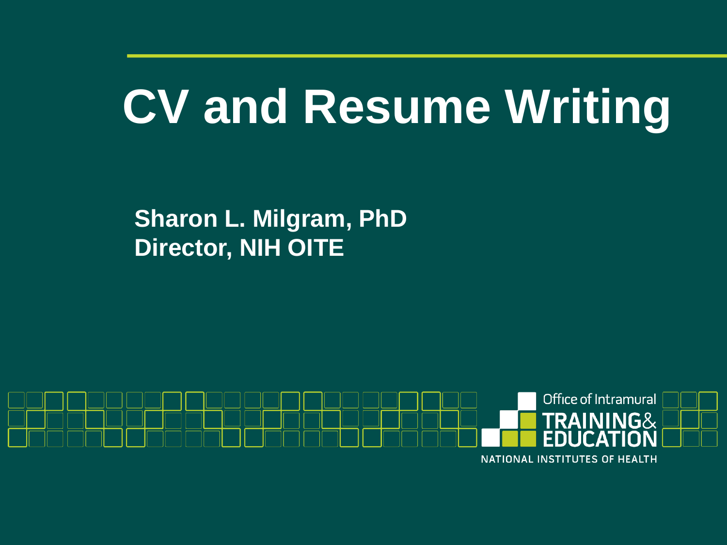# CV and Resume Writing

**Sharon L. Milgram, PhD**
**Director, NIH OITE**

Office of Intramural TRAINING & EDUCATION

NATIONAL INSTITUTES OF HEALTH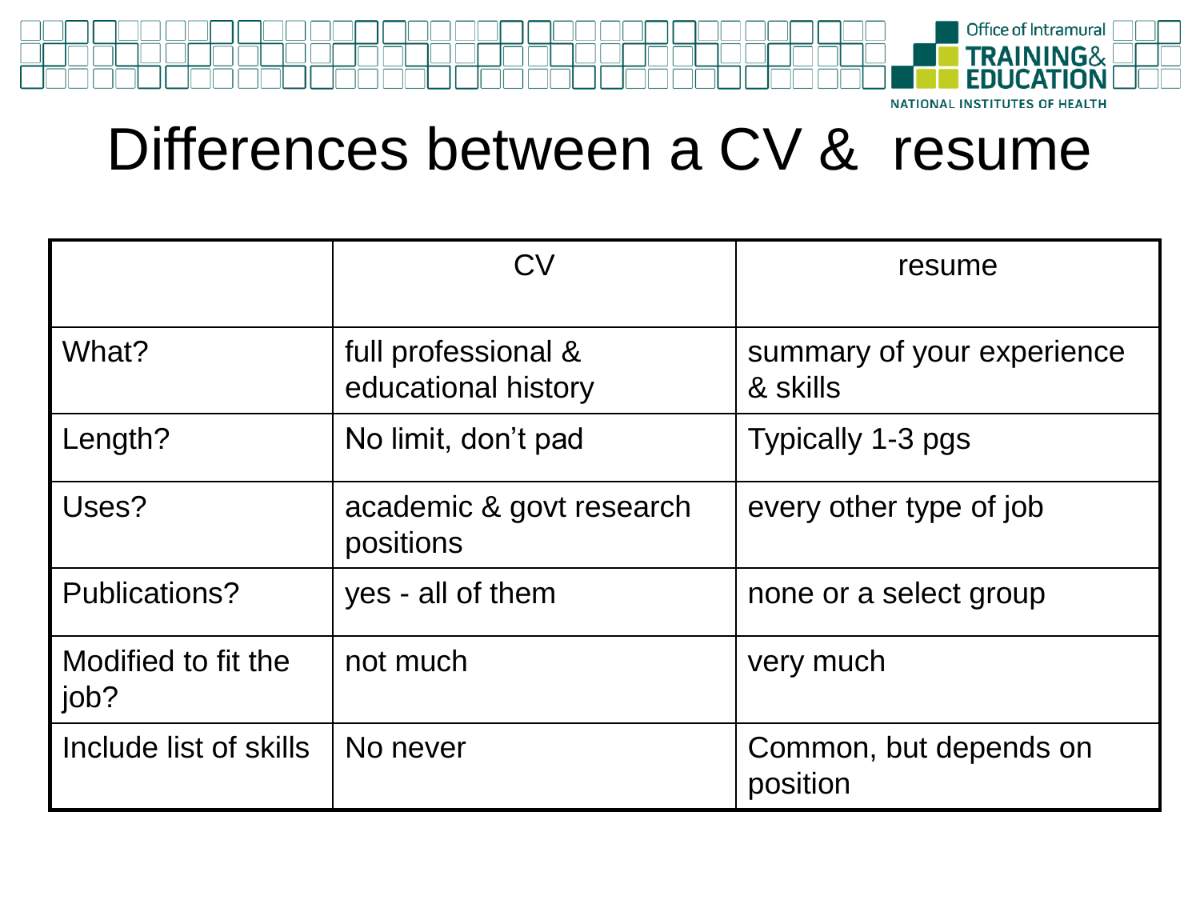# Differences between a CV & resume

| | CV | resume |
|---|---|---|
| What? | full professional & educational history | summary of your experience & skills |
| Length? | No limit, don't pad | Typically 1-3 pgs |
| Uses? | academic & govt research positions | every other type of job |
| Publications? | yes - all of them | none or a select group |
| Modified to fit the job? | not much | very much |
| Include list of skills | No never | Common, but depends on position |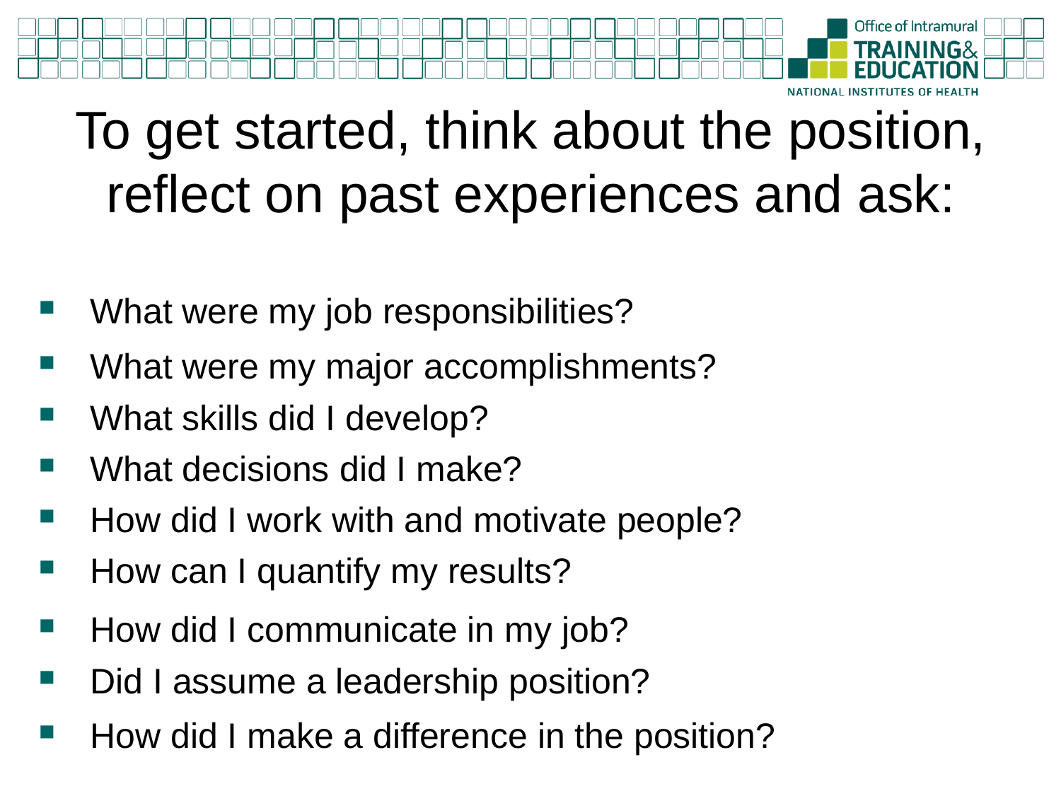# To get started, think about the position, reflect on past experiences and ask:

- What were my job responsibilities?
- What were my major accomplishments?
- What skills did I develop?
- What decisions did I make?
- How did I work with and motivate people?
- How can I quantify my results?
- How did I communicate in my job?
- Did I assume a leadership position?
- How did I make a difference in the position?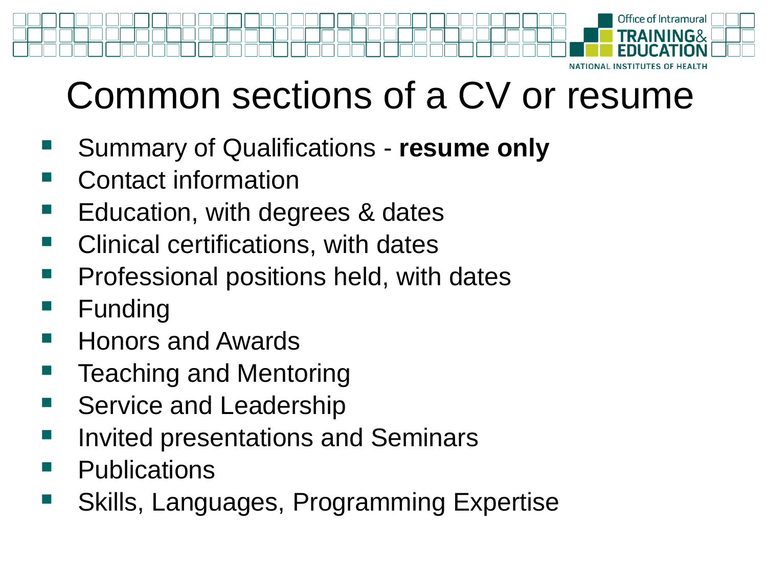# Common sections of a CV or resume

- Summary of Qualifications - **resume only**
- Contact information
- Education, with degrees & dates
- Clinical certifications, with dates
- Professional positions held, with dates
- Funding
- Honors and Awards
- Teaching and Mentoring
- Service and Leadership
- Invited presentations and Seminars
- Publications
- Skills, Languages, Programming Expertise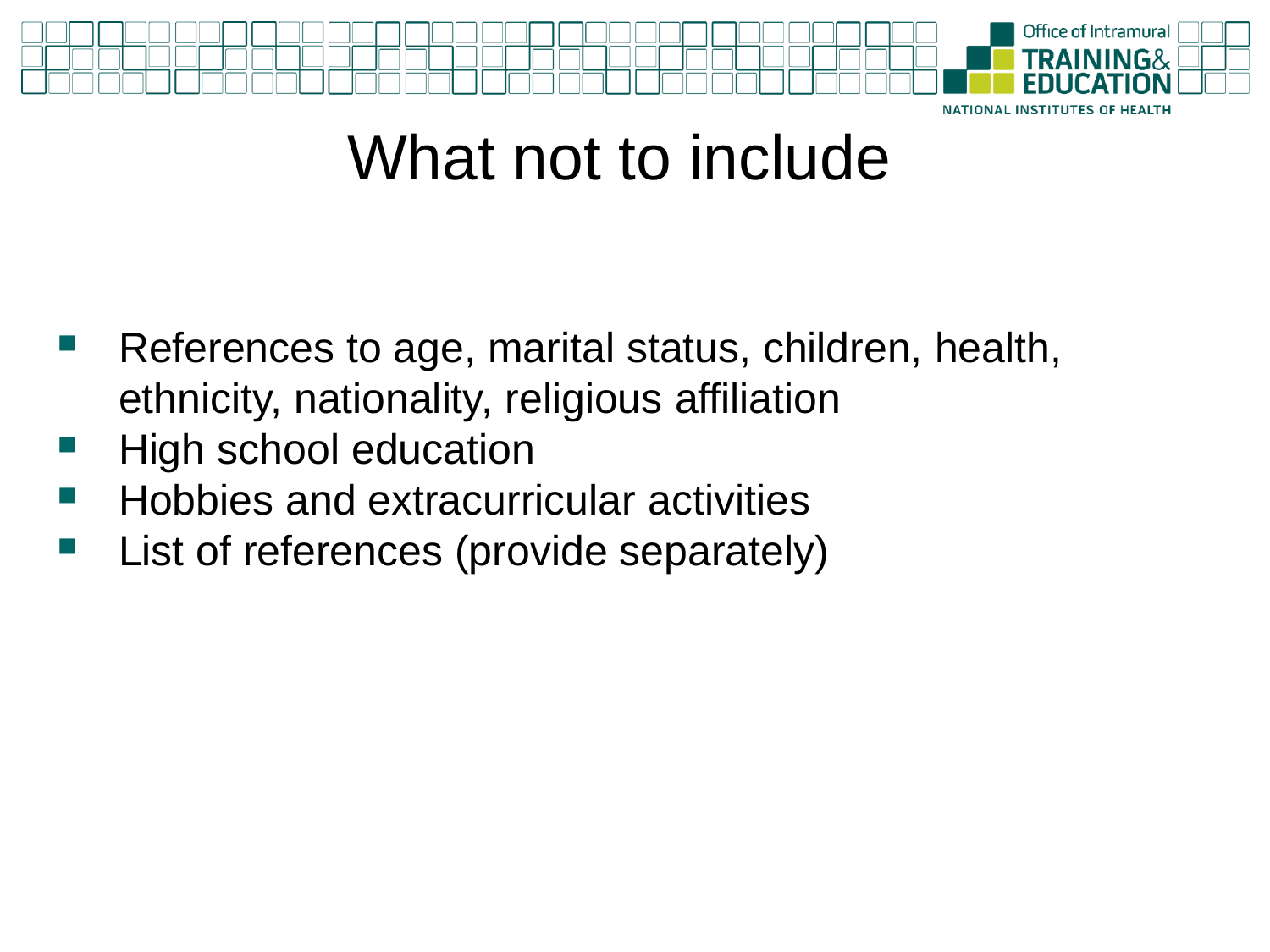# What not to include

- References to age, marital status, children, health, ethnicity, nationality, religious affiliation
- High school education
- Hobbies and extracurricular activities
- List of references (provide separately)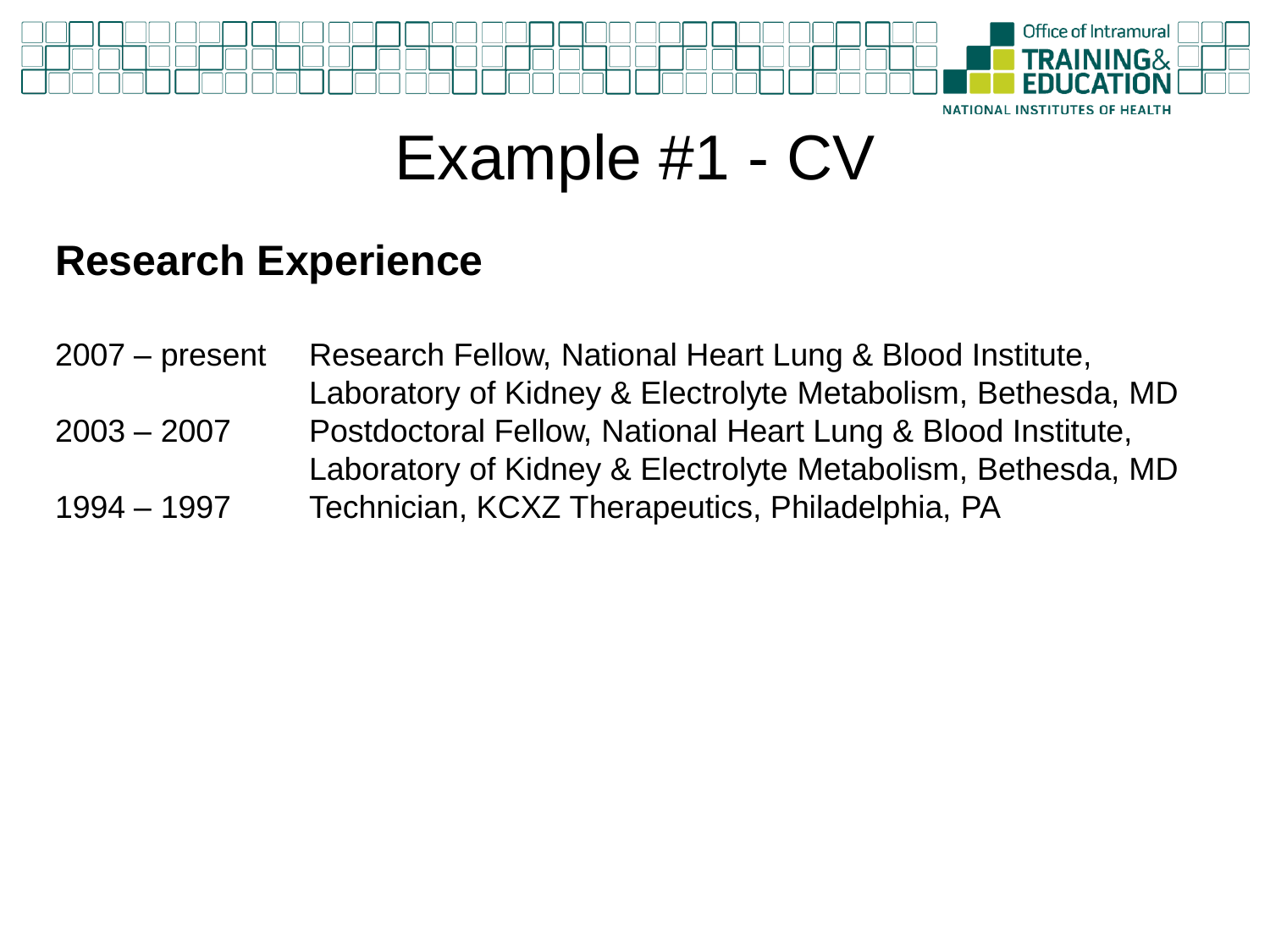# Example #1 - CV

## Research Experience

| | |
|---|---|
| 2007 – present | Research Fellow, National Heart Lung & Blood Institute, Laboratory of Kidney & Electrolyte Metabolism, Bethesda, MD |
| 2003 – 2007 | Postdoctoral Fellow, National Heart Lung & Blood Institute, Laboratory of Kidney & Electrolyte Metabolism, Bethesda, MD |
| 1994 – 1997 | Technician, KCXZ Therapeutics, Philadelphia, PA |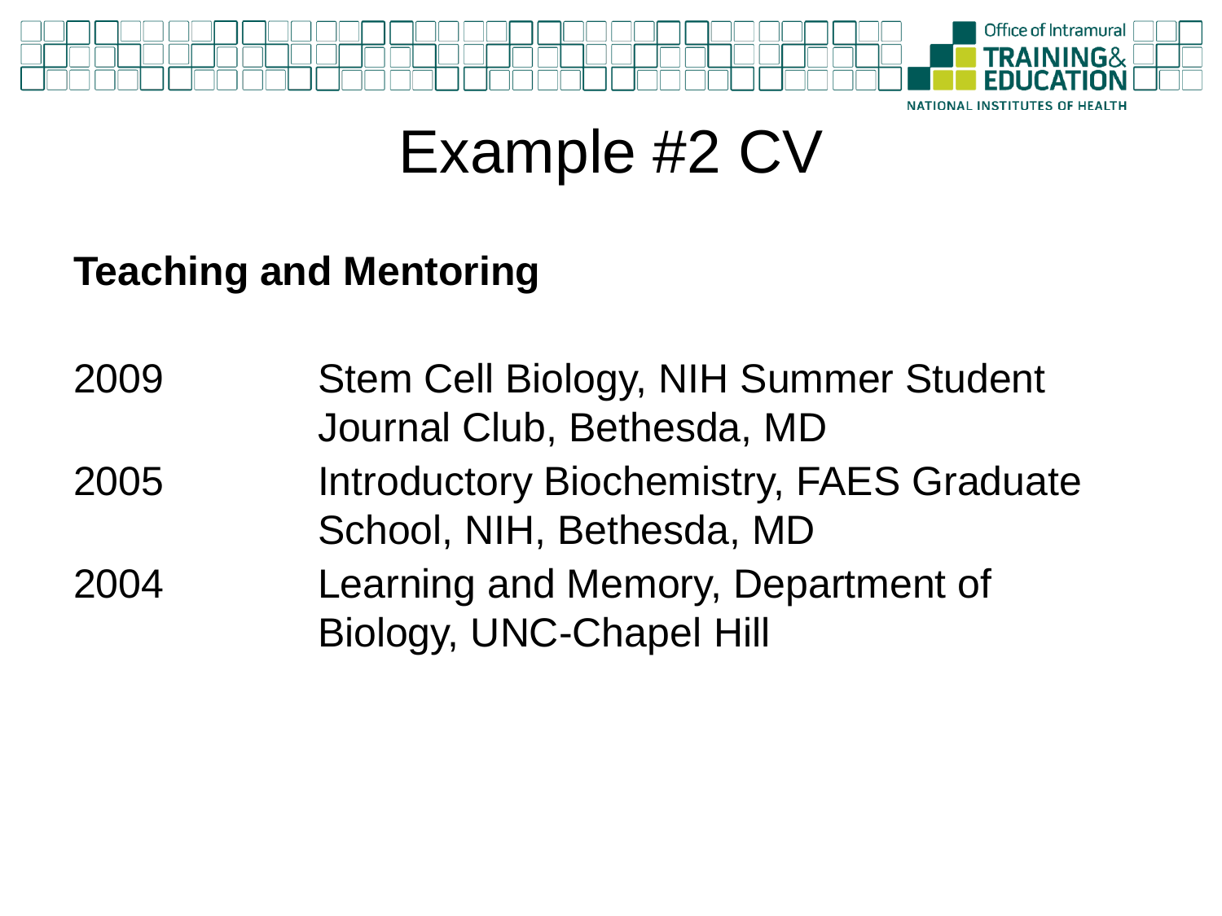# Example #2 CV

**Teaching and Mentoring**

| | |
|---|---|
| 2009 | Stem Cell Biology, NIH Summer Student Journal Club, Bethesda, MD |
| 2005 | Introductory Biochemistry, FAES Graduate School, NIH, Bethesda, MD |
| 2004 | Learning and Memory, Department of Biology, UNC-Chapel Hill |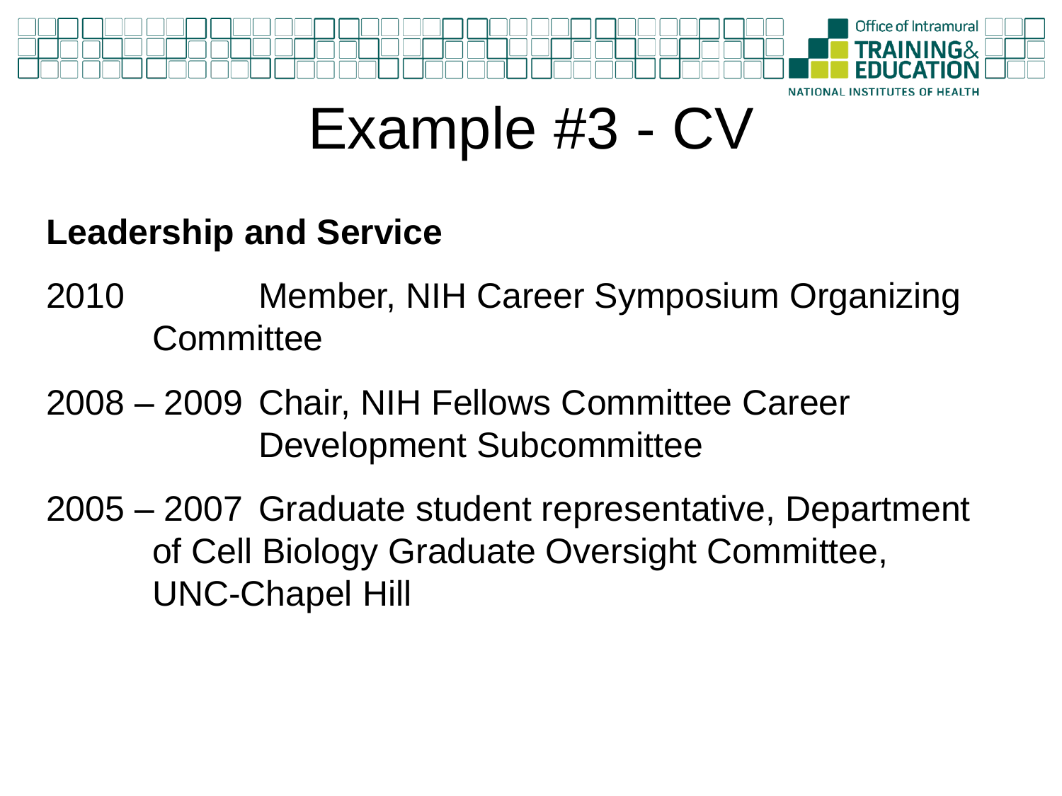# Example #3 - CV

**Leadership and Service**

2010 Member, NIH Career Symposium Organizing Committee

2008 – 2009 Chair, NIH Fellows Committee Career Development Subcommittee

2005 – 2007 Graduate student representative, Department of Cell Biology Graduate Oversight Committee, UNC-Chapel Hill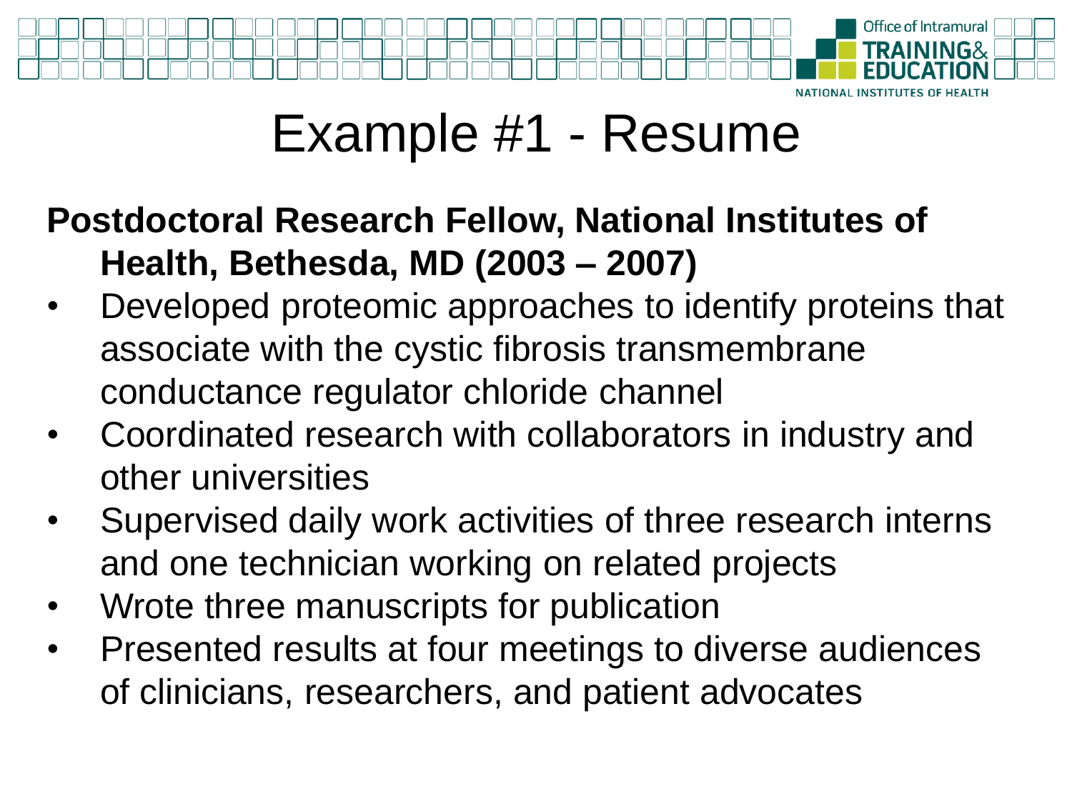# Example #1 - Resume

**Postdoctoral Research Fellow, National Institutes of Health, Bethesda, MD (2003 – 2007)**

- Developed proteomic approaches to identify proteins that associate with the cystic fibrosis transmembrane conductance regulator chloride channel
- Coordinated research with collaborators in industry and other universities
- Supervised daily work activities of three research interns and one technician working on related projects
- Wrote three manuscripts for publication
- Presented results at four meetings to diverse audiences of clinicians, researchers, and patient advocates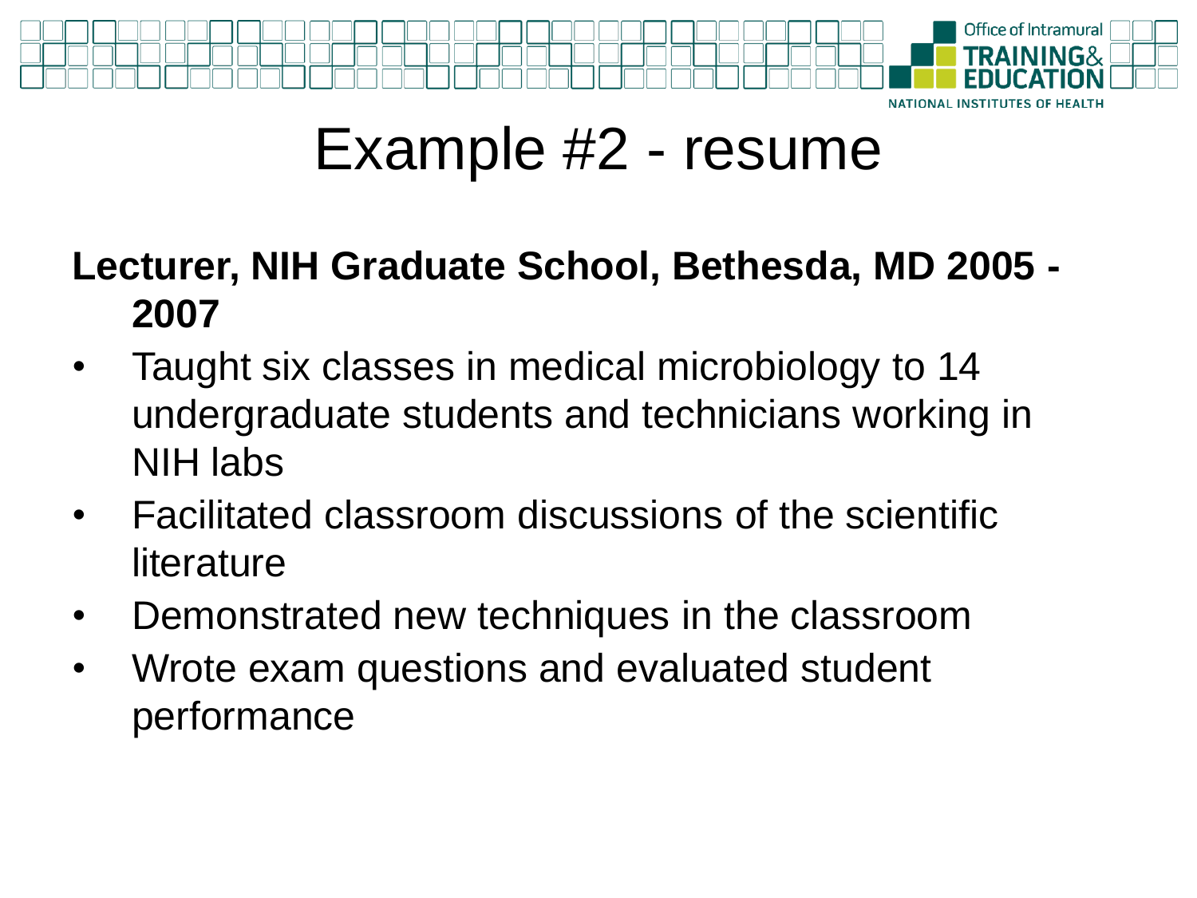# Example #2 - resume

**Lecturer, NIH Graduate School, Bethesda, MD 2005 - 2007**

- Taught six classes in medical microbiology to 14 undergraduate students and technicians working in NIH labs
- Facilitated classroom discussions of the scientific literature
- Demonstrated new techniques in the classroom
- Wrote exam questions and evaluated student performance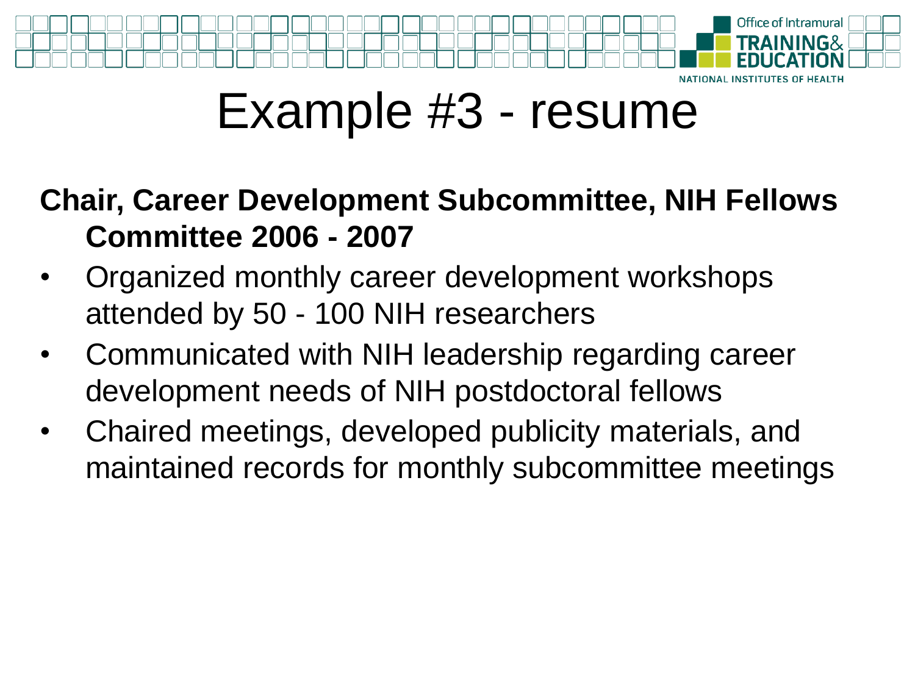# Example #3 - resume

**Chair, Career Development Subcommittee, NIH Fellows Committee 2006 - 2007**

- Organized monthly career development workshops attended by 50 - 100 NIH researchers
- Communicated with NIH leadership regarding career development needs of NIH postdoctoral fellows
- Chaired meetings, developed publicity materials, and maintained records for monthly subcommittee meetings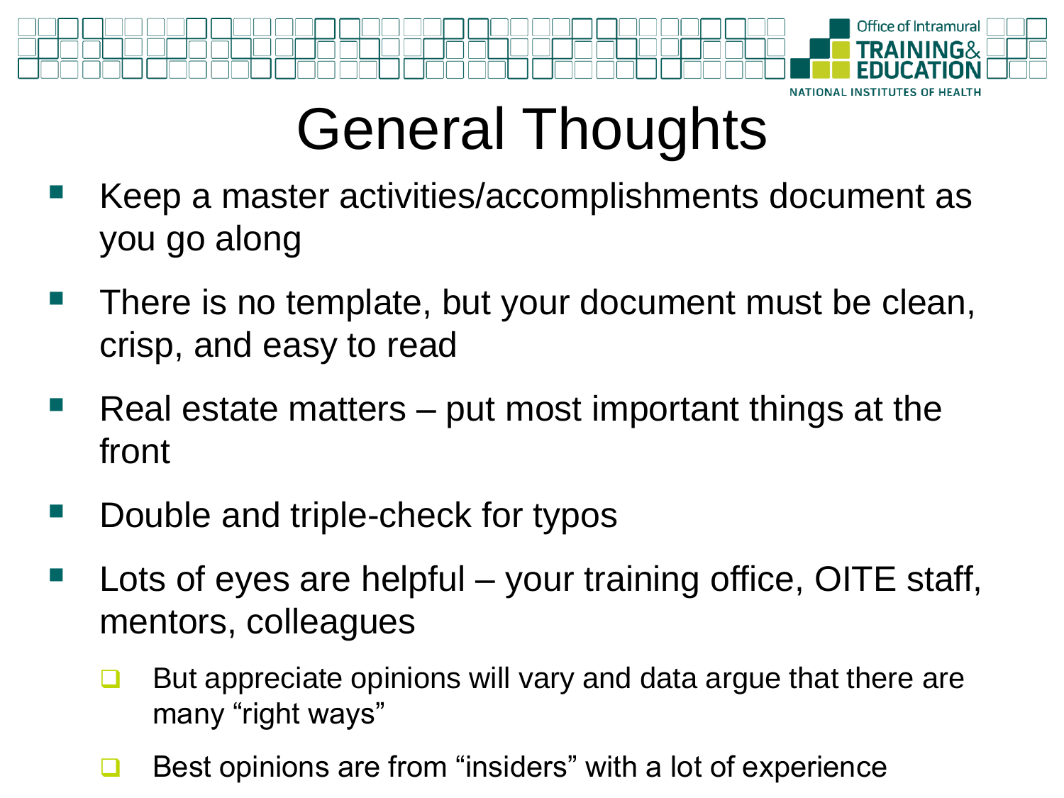# General Thoughts

- Keep a master activities/accomplishments document as you go along
- There is no template, but your document must be clean, crisp, and easy to read
- Real estate matters – put most important things at the front
- Double and triple-check for typos
- Lots of eyes are helpful – your training office, OITE staff, mentors, colleagues
  - But appreciate opinions will vary and data argue that there are many "right ways"
  - Best opinions are from "insiders" with a lot of experience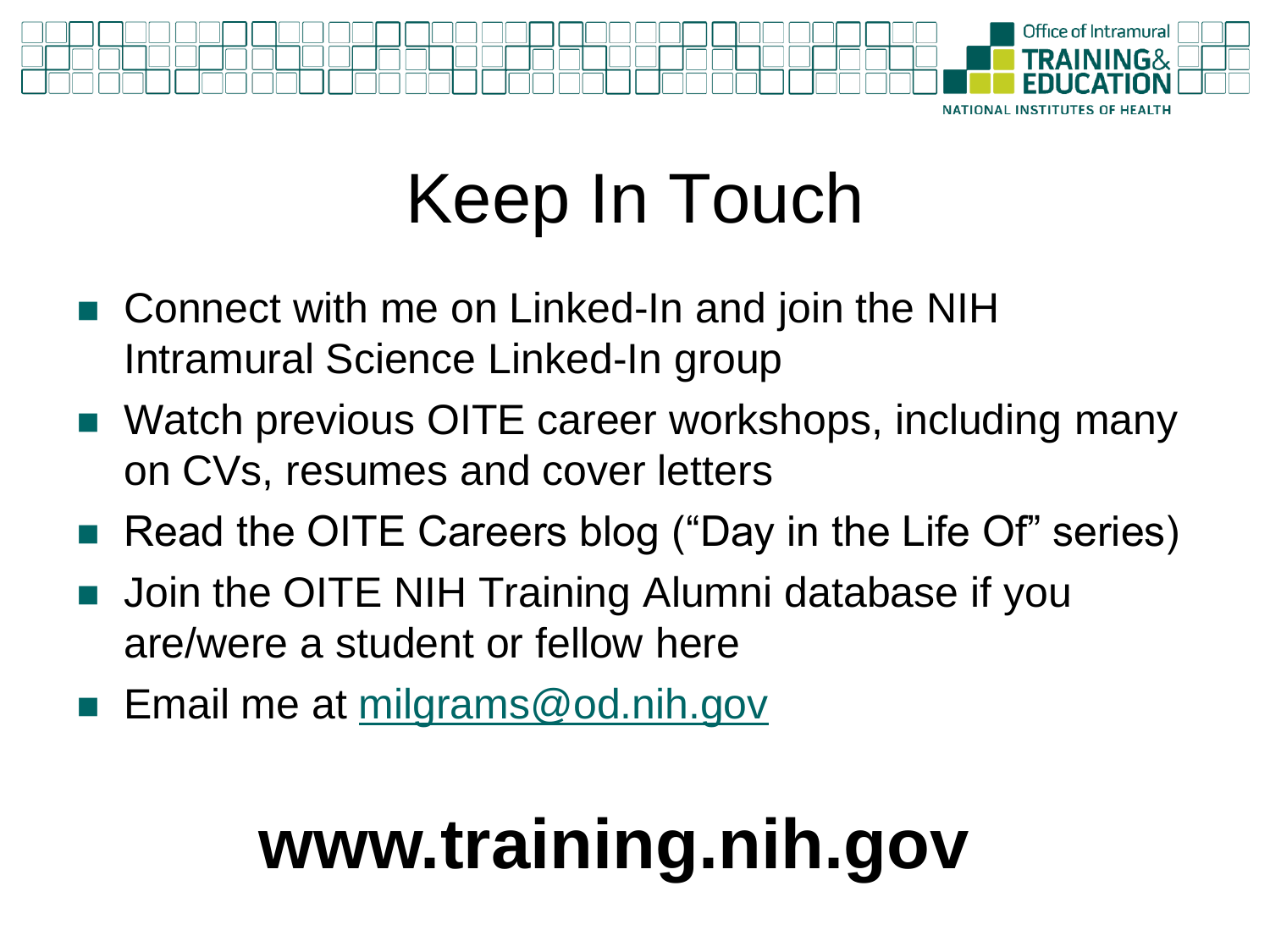# Keep In Touch

- Connect with me on Linked-In and join the NIH Intramural Science Linked-In group
- Watch previous OITE career workshops, including many on CVs, resumes and cover letters
- Read the OITE Careers blog ("Day in the Life Of" series)
- Join the OITE NIH Training Alumni database if you are/were a student or fellow here
- Email me at milgrams@od.nih.gov

**www.training.nih.gov**